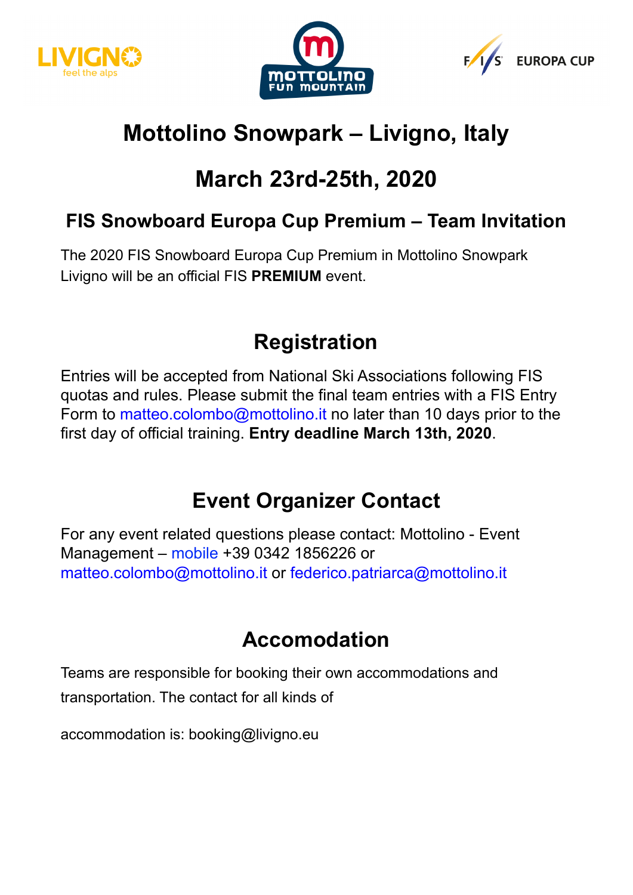# Mottolino Snowpark – Livigno, Italy

# March 23rd-25th, 2020

## FIS Snowboard Europa Cup Premium – Team Invitation

The 2020 FIS Snowboard Europa Cup Premium in Mottolino Snowpark Livigno will be an official FIS **PREMIUM** event.

## Registration

Entries will be accepted from National Ski Associations following FIS quotas and rules. Please submit the final team entries with a FIS Entry Form to matteo.colombo@mottolino.it no later than 10 days prior to the first day of official training. **Entry deadline March 13th, 2020**.

## Event Organizer Contact

For any event related questions please contact: Mottolino - Event Management – mobile +39 0342 1856226 or matteo.colombo@mottolino.it or federico.patriarca@mottolino.it

## Accomodation

Teams are responsible for booking their own accommodations and transportation. The contact for all kinds of

accommodation is: booking@livigno.eu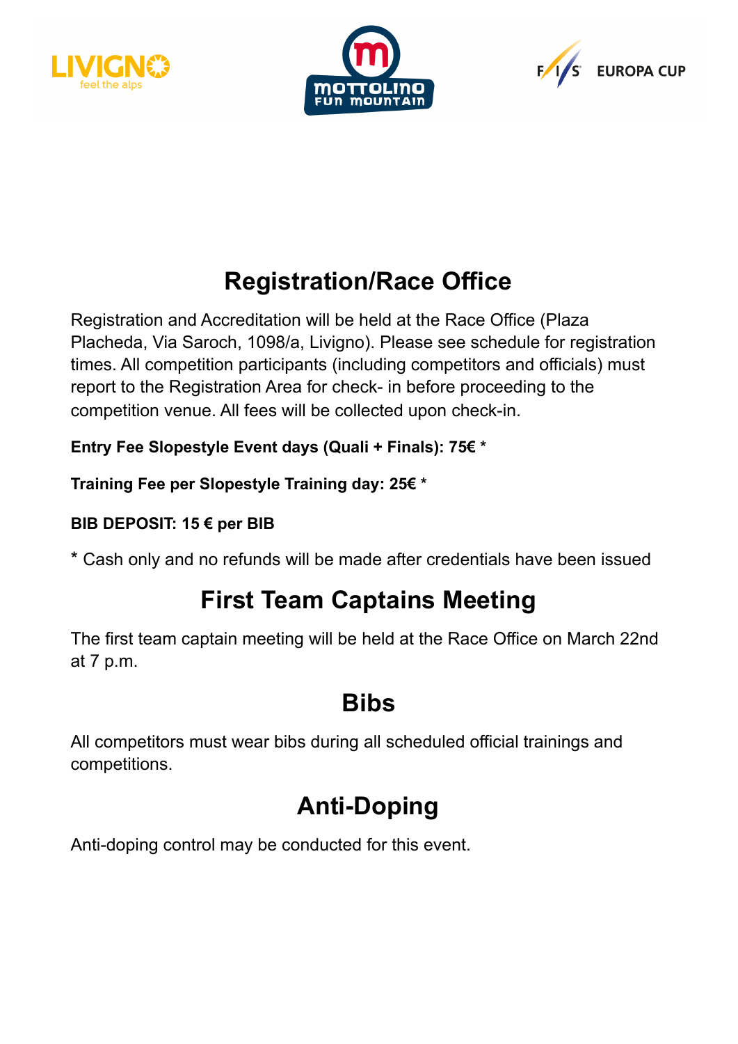# Registration/Race Office

Registration and Accreditation will be held at the Race Office (Plaza Placheda, Via Saroch, 1098/a, Livigno). Please see schedule for registration times. All competition participants (including competitors and officials) must report to the Registration Area for check- in before proceeding to the competition venue. All fees will be collected upon check-in.

**Entry Fee Slopestyle Event days (Quali + Finals): 75€ ***

**Training Fee per Slopestyle Training day: 25€ ***

**BIB DEPOSIT: 15 € per BIB**

* Cash only and no refunds will be made after credentials have been issued

# First Team Captains Meeting

The first team captain meeting will be held at the Race Office on March 22nd at 7 p.m.

# Bibs

All competitors must wear bibs during all scheduled official trainings and competitions.

# Anti-Doping

Anti-doping control may be conducted for this event.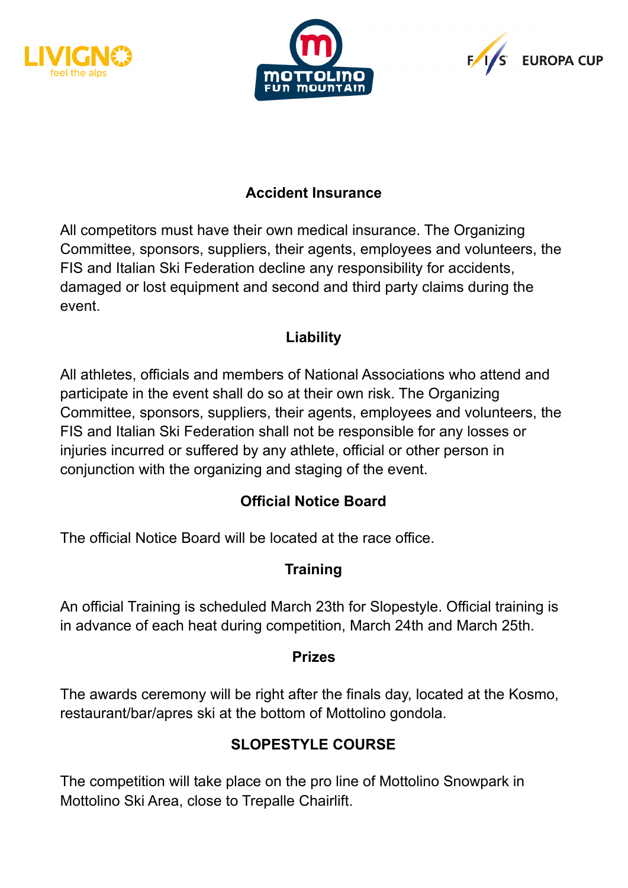## Accident Insurance

All competitors must have their own medical insurance. The Organizing Committee, sponsors, suppliers, their agents, employees and volunteers, the FIS and Italian Ski Federation decline any responsibility for accidents, damaged or lost equipment and second and third party claims during the event.

## Liability

All athletes, officials and members of National Associations who attend and participate in the event shall do so at their own risk. The Organizing Committee, sponsors, suppliers, their agents, employees and volunteers, the FIS and Italian Ski Federation shall not be responsible for any losses or injuries incurred or suffered by any athlete, official or other person in conjunction with the organizing and staging of the event.

## Official Notice Board

The official Notice Board will be located at the race office.

## Training

An official Training is scheduled March 23th for Slopestyle. Official training is in advance of each heat during competition, March 24th and March 25th.

## Prizes

The awards ceremony will be right after the finals day, located at the Kosmo, restaurant/bar/apres ski at the bottom of Mottolino gondola.

## SLOPESTYLE COURSE

The competition will take place on the pro line of Mottolino Snowpark in Mottolino Ski Area, close to Trepalle Chairlift.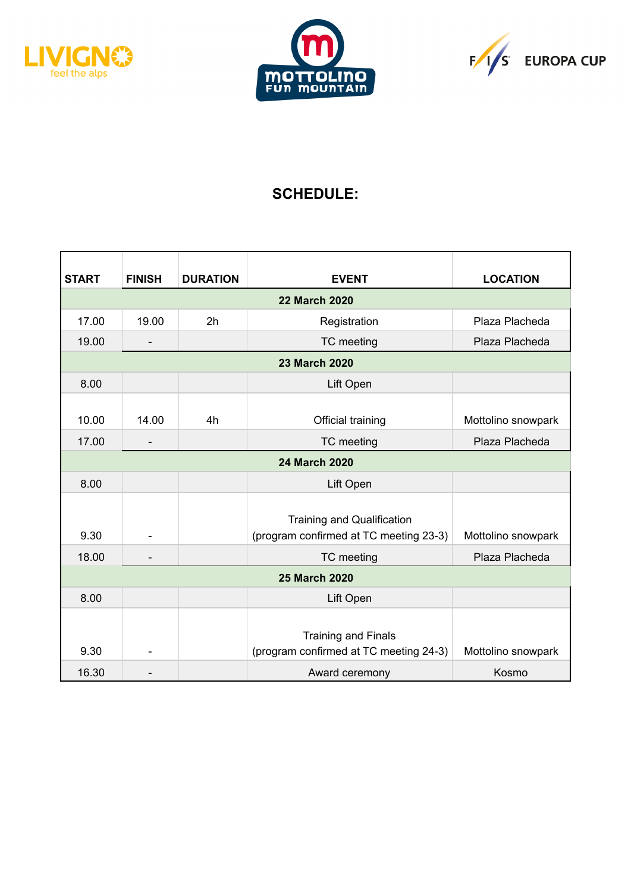## SCHEDULE:

| START | FINISH | DURATION | EVENT | LOCATION |
|---|---|---|---|---|
| **22 March 2020** | | | | |
| 17.00 | 19.00 | 2h | Registration | Plaza Placheda |
| 19.00 | - | | TC meeting | Plaza Placheda |
| **23 March 2020** | | | | |
| 8.00 | | | Lift Open | |
| 10.00 | 14.00 | 4h | Official training | Mottolino snowpark |
| 17.00 | - | | TC meeting | Plaza Placheda |
| **24 March 2020** | | | | |
| 8.00 | | | Lift Open | |
| 9.30 | - | | Training and Qualification (program confirmed at TC meeting 23-3) | Mottolino snowpark |
| 18.00 | - | | TC meeting | Plaza Placheda |
| **25 March 2020** | | | | |
| 8.00 | | | Lift Open | |
| 9.30 | - | | Training and Finals (program confirmed at TC meeting 24-3) | Mottolino snowpark |
| 16.30 | - | | Award ceremony | Kosmo |